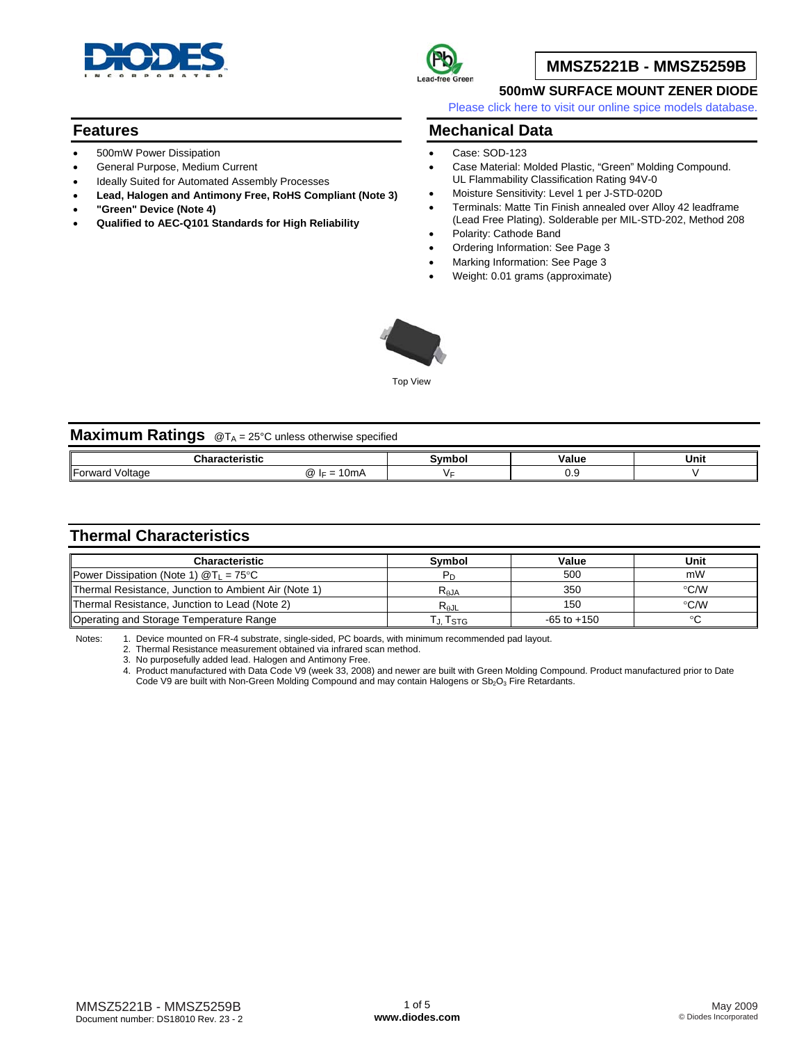# MMSZ5221B - MMSZ5259B

### 500mW SURFACE MOUNT ZENER DIODE

Please click here to visit our online spice models database.

## Features

- 500mW Power Dissipation
- General Purpose, Medium Current
- Ideally Suited for Automated Assembly Processes
- **Lead, Halogen and Antimony Free, RoHS Compliant (Note 3)**
- **"Green" Device (Note 4)**
- **Qualified to AEC-Q101 Standards for High Reliability**

## Mechanical Data

- Case: SOD-123
- Case Material: Molded Plastic, "Green" Molding Compound. UL Flammability Classification Rating 94V-0
- Moisture Sensitivity: Level 1 per J-STD-020D
- Terminals: Matte Tin Finish annealed over Alloy 42 leadframe (Lead Free Plating). Solderable per MIL-STD-202, Method 208
- Polarity: Cathode Band
- Ordering Information: See Page 3
- Marking Information: See Page 3
- Weight: 0.01 grams (approximate)

Top View

## Maximum Ratings @$T_A$ = 25°C unless otherwise specified

| Characteristic | Symbol | Value | Unit |
|---|---|---|---|
| Forward Voltage @ $I_F$ = 10mA | $V_F$ | 0.9 | V |

## Thermal Characteristics

| Characteristic | Symbol | Value | Unit |
|---|---|---|---|
| Power Dissipation (Note 1) @$T_L$ = 75°C | $P_D$ | 500 | mW |
| Thermal Resistance, Junction to Ambient Air (Note 1) | $R_{\theta JA}$ | 350 | °C/W |
| Thermal Resistance, Junction to Lead (Note 2) | $R_{\theta JL}$ | 150 | °C/W |
| Operating and Storage Temperature Range | $T_J, T_{STG}$ | -65 to +150 | °C |

Notes:
1. Device mounted on FR-4 substrate, single-sided, PC boards, with minimum recommended pad layout.
2. Thermal Resistance measurement obtained via infrared scan method.
3. No purposefully added lead. Halogen and Antimony Free.
4. Product manufactured with Data Code V9 (week 33, 2008) and newer are built with Green Molding Compound. Product manufactured prior to Date Code V9 are built with Non-Green Molding Compound and may contain Halogens or $Sb_2O_3$ Fire Retardants.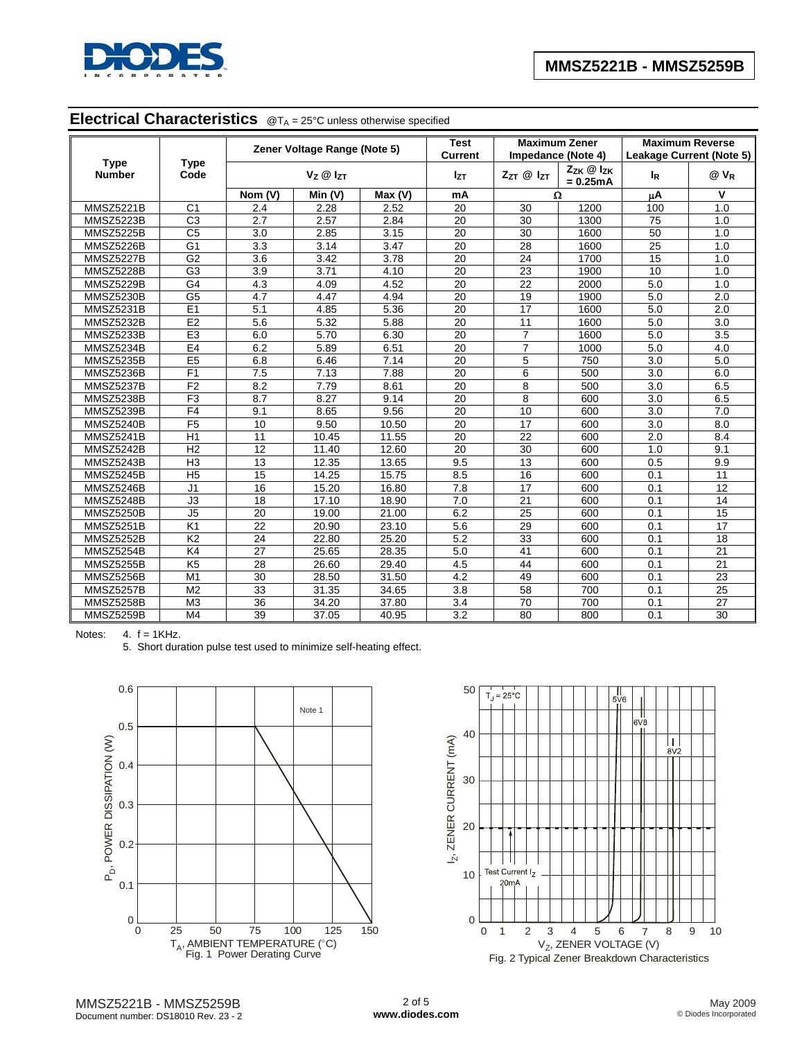## Electrical Characteristics @$T_A$ = 25°C unless otherwise specified

| Type Number | Type Code | Zener Voltage Range (Note 5) | | | Test Current | Maximum Zener Impedance (Note 4) | | Maximum Reverse Leakage Current (Note 5) | |
|---|---|---|---|---|---|---|---|---|---|
| | | $V_Z$ @ $I_{ZT}$ | | | $I_{ZT}$ | $Z_{ZT}$ @ $I_{ZT}$ | $Z_{ZK}$ @ $I_{ZK}$ = 0.25mA | $I_R$ | @ $V_R$ |
| | | Nom (V) | Min (V) | Max (V) | mA | Ω | | μA | V |
| MMSZ5221B | C1 | 2.4 | 2.28 | 2.52 | 20 | 30 | 1200 | 100 | 1.0 |
| MMSZ5223B | C3 | 2.7 | 2.57 | 2.84 | 20 | 30 | 1300 | 75 | 1.0 |
| MMSZ5225B | C5 | 3.0 | 2.85 | 3.15 | 20 | 30 | 1600 | 50 | 1.0 |
| MMSZ5226B | G1 | 3.3 | 3.14 | 3.47 | 20 | 28 | 1600 | 25 | 1.0 |
| MMSZ5227B | G2 | 3.6 | 3.42 | 3.78 | 20 | 24 | 1700 | 15 | 1.0 |
| MMSZ5228B | G3 | 3.9 | 3.71 | 4.10 | 20 | 23 | 1900 | 10 | 1.0 |
| MMSZ5229B | G4 | 4.3 | 4.09 | 4.52 | 20 | 22 | 2000 | 5.0 | 1.0 |
| MMSZ5230B | G5 | 4.7 | 4.47 | 4.94 | 20 | 19 | 1900 | 5.0 | 2.0 |
| MMSZ5231B | E1 | 5.1 | 4.85 | 5.36 | 20 | 17 | 1600 | 5.0 | 2.0 |
| MMSZ5232B | E2 | 5.6 | 5.32 | 5.88 | 20 | 11 | 1600 | 5.0 | 3.0 |
| MMSZ5233B | E3 | 6.0 | 5.70 | 6.30 | 20 | 7 | 1600 | 5.0 | 3.5 |
| MMSZ5234B | E4 | 6.2 | 5.89 | 6.51 | 20 | 7 | 1000 | 5.0 | 4.0 |
| MMSZ5235B | E5 | 6.8 | 6.46 | 7.14 | 20 | 5 | 750 | 3.0 | 5.0 |
| MMSZ5236B | F1 | 7.5 | 7.13 | 7.88 | 20 | 6 | 500 | 3.0 | 6.0 |
| MMSZ5237B | F2 | 8.2 | 7.79 | 8.61 | 20 | 8 | 500 | 3.0 | 6.5 |
| MMSZ5238B | F3 | 8.7 | 8.27 | 9.14 | 20 | 8 | 600 | 3.0 | 6.5 |
| MMSZ5239B | F4 | 9.1 | 8.65 | 9.56 | 20 | 10 | 600 | 3.0 | 7.0 |
| MMSZ5240B | F5 | 10 | 9.50 | 10.50 | 20 | 17 | 600 | 3.0 | 8.0 |
| MMSZ5241B | H1 | 11 | 10.45 | 11.55 | 20 | 22 | 600 | 2.0 | 8.4 |
| MMSZ5242B | H2 | 12 | 11.40 | 12.60 | 20 | 30 | 600 | 1.0 | 9.1 |
| MMSZ5243B | H3 | 13 | 12.35 | 13.65 | 9.5 | 13 | 600 | 0.5 | 9.9 |
| MMSZ5245B | H5 | 15 | 14.25 | 15.75 | 8.5 | 16 | 600 | 0.1 | 11 |
| MMSZ5246B | J1 | 16 | 15.20 | 16.80 | 7.8 | 17 | 600 | 0.1 | 12 |
| MMSZ5248B | J3 | 18 | 17.10 | 18.90 | 7.0 | 21 | 600 | 0.1 | 14 |
| MMSZ5250B | J5 | 20 | 19.00 | 21.00 | 6.2 | 25 | 600 | 0.1 | 15 |
| MMSZ5251B | K1 | 22 | 20.90 | 23.10 | 5.6 | 29 | 600 | 0.1 | 17 |
| MMSZ5252B | K2 | 24 | 22.80 | 25.20 | 5.2 | 33 | 600 | 0.1 | 18 |
| MMSZ5254B | K4 | 27 | 25.65 | 28.35 | 5.0 | 41 | 600 | 0.1 | 21 |
| MMSZ5255B | K5 | 28 | 26.60 | 29.40 | 4.5 | 44 | 600 | 0.1 | 21 |
| MMSZ5256B | M1 | 30 | 28.50 | 31.50 | 4.2 | 49 | 600 | 0.1 | 23 |
| MMSZ5257B | M2 | 33 | 31.35 | 34.65 | 3.8 | 58 | 700 | 0.1 | 25 |
| MMSZ5258B | M3 | 36 | 34.20 | 37.80 | 3.4 | 70 | 700 | 0.1 | 27 |
| MMSZ5259B | M4 | 39 | 37.05 | 40.95 | 3.2 | 80 | 800 | 0.1 | 30 |

Notes: 4. f = 1KHz.

5. Short duration pulse test used to minimize self-heating effect.

Fig. 1 Power Derating Curve

Fig. 2 Typical Zener Breakdown Characteristics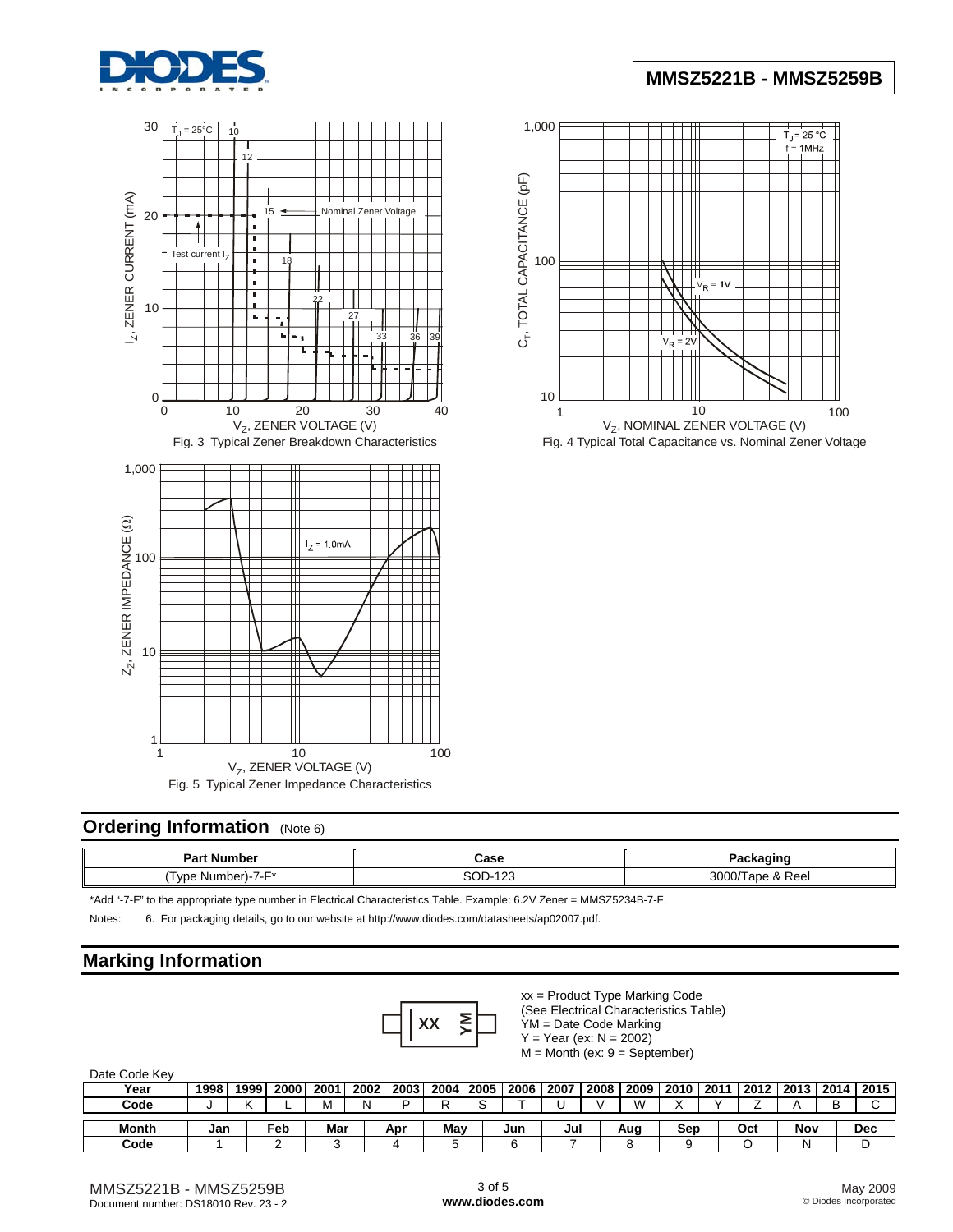Fig. 3 Typical Zener Breakdown Characteristics

Fig. 4 Typical Total Capacitance vs. Nominal Zener Voltage

Fig. 5 Typical Zener Impedance Characteristics

## Ordering Information (Note 6)

| Part Number | Case | Packaging |
|---|---|---|
| (Type Number)-7-F* | SOD-123 | 3000/Tape & Reel |

*Add "-7-F" to the appropriate type number in Electrical Characteristics Table. Example: 6.2V Zener = MMSZ5234B-7-F.

Notes: 6. For packaging details, go to our website at http://www.diodes.com/datasheets/ap02007.pdf.

## Marking Information

xx = Product Type Marking Code
(See Electrical Characteristics Table)
YM = Date Code Marking
Y = Year (ex: N = 2002)
M = Month (ex: 9 = September)

Date Code Key

| Year | 1998 | 1999 | 2000 | 2001 | 2002 | 2003 | 2004 | 2005 | 2006 | 2007 | 2008 | 2009 | 2010 | 2011 | 2012 | 2013 | 2014 | 2015 |
|---|---|---|---|---|---|---|---|---|---|---|---|---|---|---|---|---|---|---|
| Code | J | K | L | M | N | P | R | S | T | U | V | W | X | Y | Z | A | B | C |

| Month | Jan | Feb | Mar | Apr | May | Jun | Jul | Aug | Sep | Oct | Nov | Dec |
|---|---|---|---|---|---|---|---|---|---|---|---|---|
| Code | 1 | 2 | 3 | 4 | 5 | 6 | 7 | 8 | 9 | O | N | D |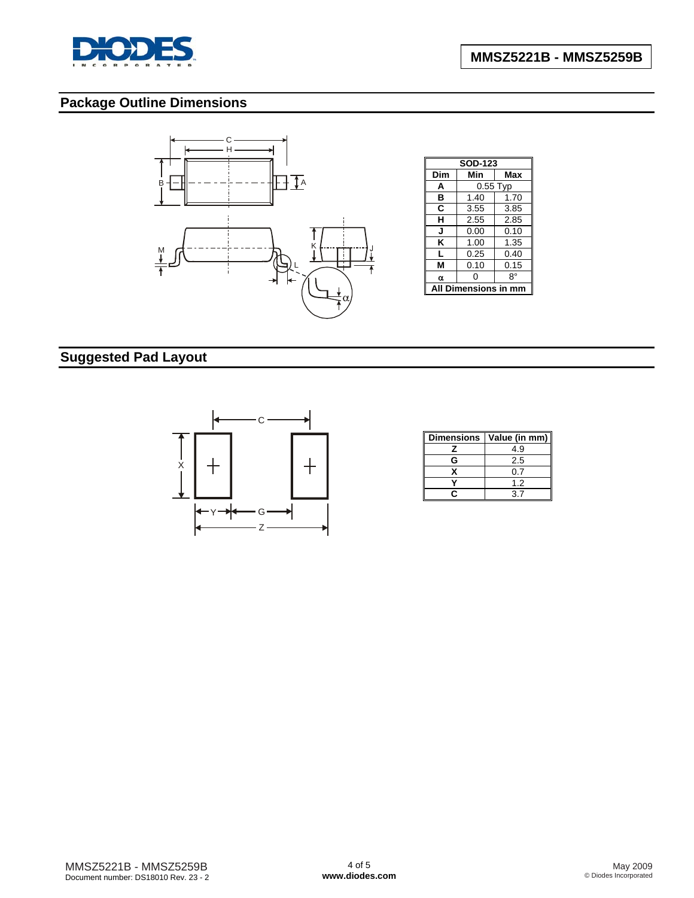## Package Outline Dimensions

| SOD-123 | | |
|---|---|---|
| **Dim** | **Min** | **Max** |
| **A** | 0.55 Typ | |
| **B** | 1.40 | 1.70 |
| **C** | 3.55 | 3.85 |
| **H** | 2.55 | 2.85 |
| **J** | 0.00 | 0.10 |
| **K** | 1.00 | 1.35 |
| **L** | 0.25 | 0.40 |
| **M** | 0.10 | 0.15 |
| **α** | 0 | 8° |
| **All Dimensions in mm** | | |

## Suggested Pad Layout

| Dimensions | Value (in mm) |
|---|---|
| **Z** | 4.9 |
| **G** | 2.5 |
| **X** | 0.7 |
| **Y** | 1.2 |
| **C** | 3.7 |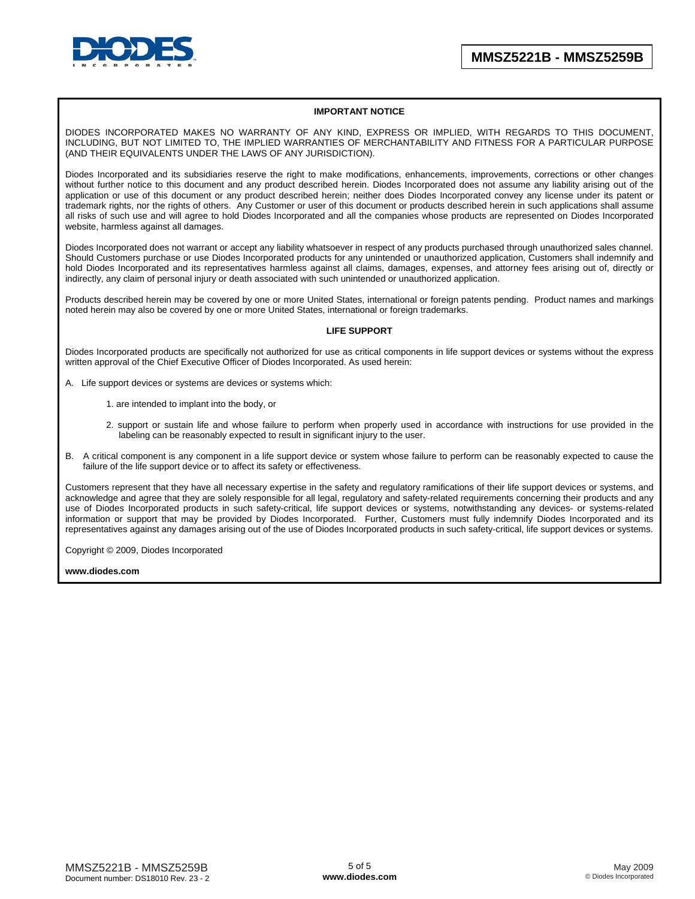## IMPORTANT NOTICE

DIODES INCORPORATED MAKES NO WARRANTY OF ANY KIND, EXPRESS OR IMPLIED, WITH REGARDS TO THIS DOCUMENT, INCLUDING, BUT NOT LIMITED TO, THE IMPLIED WARRANTIES OF MERCHANTABILITY AND FITNESS FOR A PARTICULAR PURPOSE (AND THEIR EQUIVALENTS UNDER THE LAWS OF ANY JURISDICTION).

Diodes Incorporated and its subsidiaries reserve the right to make modifications, enhancements, improvements, corrections or other changes without further notice to this document and any product described herein. Diodes Incorporated does not assume any liability arising out of the application or use of this document or any product described herein; neither does Diodes Incorporated convey any license under its patent or trademark rights, nor the rights of others. Any Customer or user of this document or products described herein in such applications shall assume all risks of such use and will agree to hold Diodes Incorporated and all the companies whose products are represented on Diodes Incorporated website, harmless against all damages.

Diodes Incorporated does not warrant or accept any liability whatsoever in respect of any products purchased through unauthorized sales channel. Should Customers purchase or use Diodes Incorporated products for any unintended or unauthorized application, Customers shall indemnify and hold Diodes Incorporated and its representatives harmless against all claims, damages, expenses, and attorney fees arising out of, directly or indirectly, any claim of personal injury or death associated with such unintended or unauthorized application.

Products described herein may be covered by one or more United States, international or foreign patents pending. Product names and markings noted herein may also be covered by one or more United States, international or foreign trademarks.

## LIFE SUPPORT

Diodes Incorporated products are specifically not authorized for use as critical components in life support devices or systems without the express written approval of the Chief Executive Officer of Diodes Incorporated. As used herein:

A. Life support devices or systems are devices or systems which:

1. are intended to implant into the body, or
2. support or sustain life and whose failure to perform when properly used in accordance with instructions for use provided in the labeling can be reasonably expected to result in significant injury to the user.

B. A critical component is any component in a life support device or system whose failure to perform can be reasonably expected to cause the failure of the life support device or to affect its safety or effectiveness.

Customers represent that they have all necessary expertise in the safety and regulatory ramifications of their life support devices or systems, and acknowledge and agree that they are solely responsible for all legal, regulatory and safety-related requirements concerning their products and any use of Diodes Incorporated products in such safety-critical, life support devices or systems, notwithstanding any devices- or systems-related information or support that may be provided by Diodes Incorporated. Further, Customers must fully indemnify Diodes Incorporated and its representatives against any damages arising out of the use of Diodes Incorporated products in such safety-critical, life support devices or systems.

Copyright © 2009, Diodes Incorporated

**www.diodes.com**